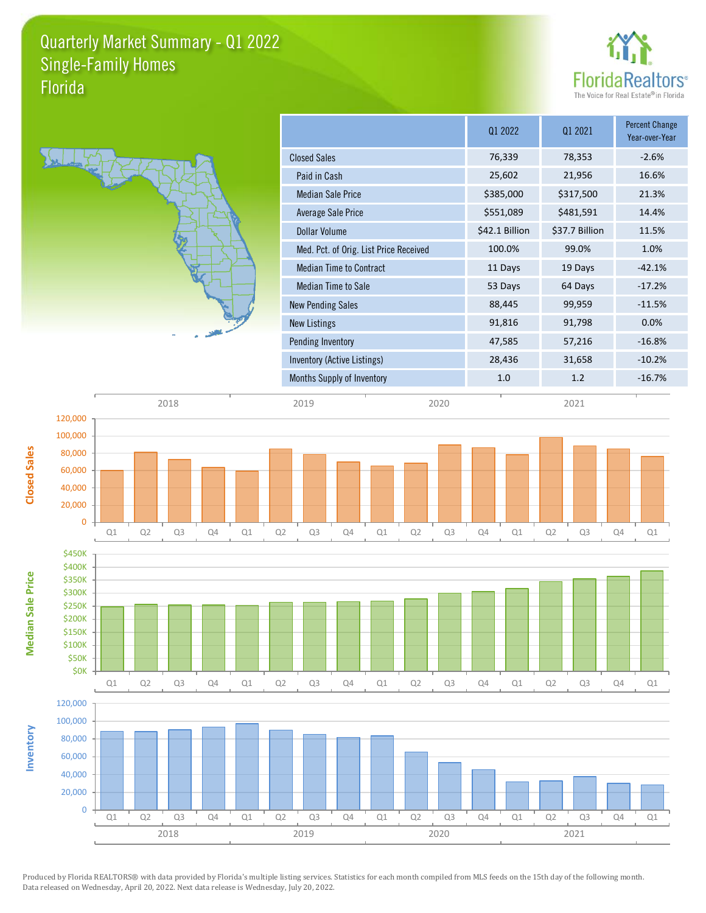# Quarterly Market Summary - Q1 2022
## Single-Family Homes
## Florida

FloridaRealtors
The Voice for Real Estate® in Florida

| | Q1 2022 | Q1 2021 | Percent Change Year-over-Year |
|---|---|---|---|
| Closed Sales | 76,339 | 78,353 | -2.6% |
| Paid in Cash | 25,602 | 21,956 | 16.6% |
| Median Sale Price | $385,000 | $317,500 | 21.3% |
| Average Sale Price | $551,089 | $481,591 | 14.4% |
| Dollar Volume | $42.1 Billion | $37.7 Billion | 11.5% |
| Med. Pct. of Orig. List Price Received | 100.0% | 99.0% | 1.0% |
| Median Time to Contract | 11 Days | 19 Days | -42.1% |
| Median Time to Sale | 53 Days | 64 Days | -17.2% |
| New Pending Sales | 88,445 | 99,959 | -11.5% |
| New Listings | 91,816 | 91,798 | 0.0% |
| Pending Inventory | 47,585 | 57,216 | -16.8% |
| Inventory (Active Listings) | 28,436 | 31,658 | -10.2% |
| Months Supply of Inventory | 1.0 | 1.2 | -16.7% |

Produced by Florida REALTORS® with data provided by Florida's multiple listing services. Statistics for each month compiled from MLS feeds on the 15th day of the following month. Data released on Wednesday, April 20, 2022. Next data release is Wednesday, July 20, 2022.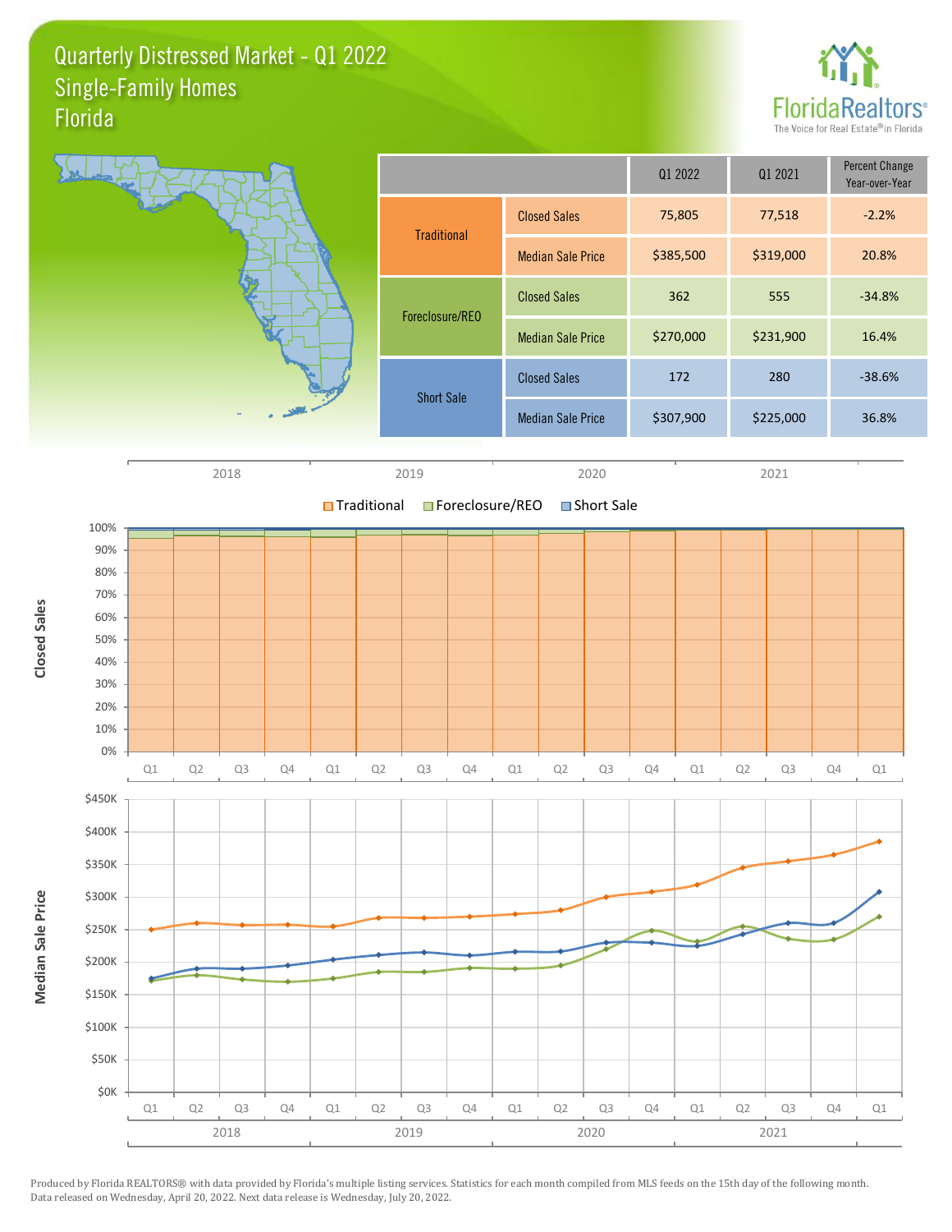# Quarterly Distressed Market - Q1 2022
## Single-Family Homes
## Florida

FloridaRealtors®
The Voice for Real Estate® in Florida

| | | Q1 2022 | Q1 2021 | Percent Change Year-over-Year |
|---|---|---|---|---|
| Traditional | Closed Sales | 75,805 | 77,518 | -2.2% |
| | Median Sale Price | $385,500 | $319,000 | 20.8% |
| Foreclosure/REO | Closed Sales | 362 | 555 | -34.8% |
| | Median Sale Price | $270,000 | $231,900 | 16.4% |
| Short Sale | Closed Sales | 172 | 280 | -38.6% |
| | Median Sale Price | $307,900 | $225,000 | 36.8% |

2018 2019 2020 2021

Traditional  Foreclosure/REO  Short Sale

Closed Sales

100% 90% 80% 70% 60% 50% 40% 30% 20% 10% 0%

Q1 Q2 Q3 Q4 Q1 Q2 Q3 Q4 Q1 Q2 Q3 Q4 Q1 Q2 Q3 Q4 Q1

Median Sale Price

$450K $400K $350K $300K $250K $200K $150K $100K $50K $0K

Q1 Q2 Q3 Q4 Q1 Q2 Q3 Q4 Q1 Q2 Q3 Q4 Q1 Q2 Q3 Q4 Q1

2018 2019 2020 2021

Produced by Florida REALTORS® with data provided by Florida's multiple listing services. Statistics for each month compiled from MLS feeds on the 15th day of the following month.
Data released on Wednesday, April 20, 2022. Next data release is Wednesday, July 20, 2022.